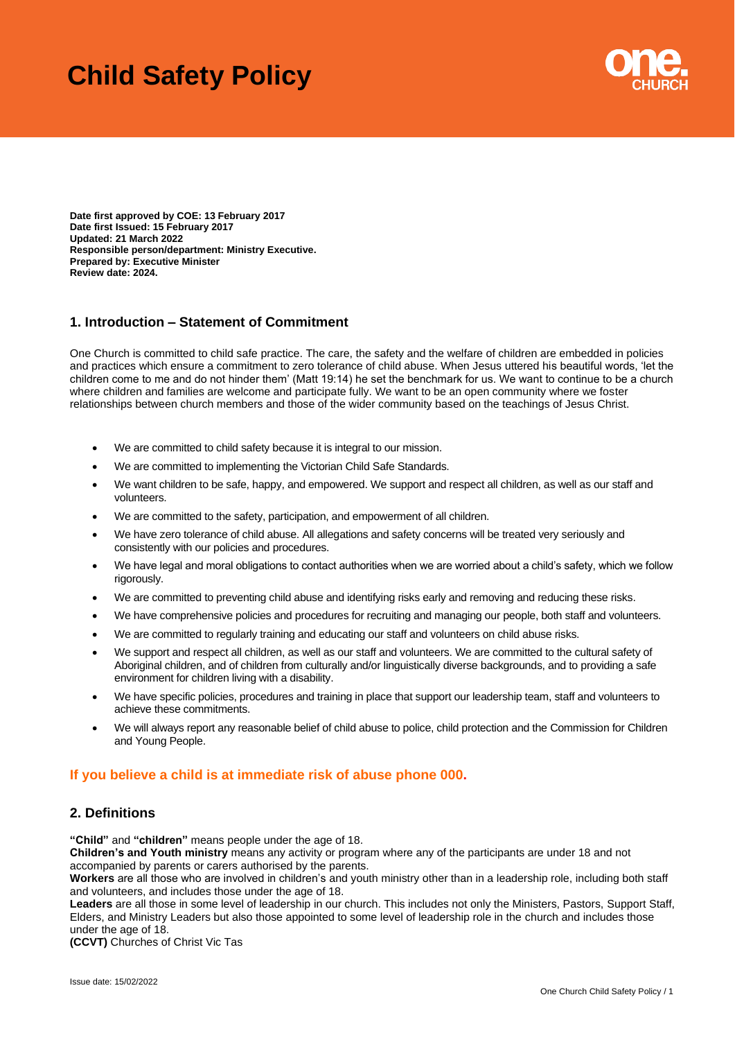# Child Safety Policy

**Date first approved by COE: 13 February 2017**
**Date first Issued: 15 February 2017**
**Updated: 21 March 2022**
**Responsible person/department: Ministry Executive.**
**Prepared by: Executive Minister**
**Review date: 2024.**

## 1. Introduction – Statement of Commitment

One Church is committed to child safe practice. The care, the safety and the welfare of children are embedded in policies and practices which ensure a commitment to zero tolerance of child abuse. When Jesus uttered his beautiful words, 'let the children come to me and do not hinder them' (Matt 19:14) he set the benchmark for us. We want to continue to be a church where children and families are welcome and participate fully. We want to be an open community where we foster relationships between church members and those of the wider community based on the teachings of Jesus Christ.

- We are committed to child safety because it is integral to our mission.
- We are committed to implementing the Victorian Child Safe Standards.
- We want children to be safe, happy, and empowered. We support and respect all children, as well as our staff and volunteers.
- We are committed to the safety, participation, and empowerment of all children.
- We have zero tolerance of child abuse. All allegations and safety concerns will be treated very seriously and consistently with our policies and procedures.
- We have legal and moral obligations to contact authorities when we are worried about a child's safety, which we follow rigorously.
- We are committed to preventing child abuse and identifying risks early and removing and reducing these risks.
- We have comprehensive policies and procedures for recruiting and managing our people, both staff and volunteers.
- We are committed to regularly training and educating our staff and volunteers on child abuse risks.
- We support and respect all children, as well as our staff and volunteers. We are committed to the cultural safety of Aboriginal children, and of children from culturally and/or linguistically diverse backgrounds, and to providing a safe environment for children living with a disability.
- We have specific policies, procedures and training in place that support our leadership team, staff and volunteers to achieve these commitments.
- We will always report any reasonable belief of child abuse to police, child protection and the Commission for Children and Young People.

### If you believe a child is at immediate risk of abuse phone 000.

## 2. Definitions

**"Child"** and **"children"** means people under the age of 18.
**Children's and Youth ministry** means any activity or program where any of the participants are under 18 and not accompanied by parents or carers authorised by the parents.
**Workers** are all those who are involved in children's and youth ministry other than in a leadership role, including both staff and volunteers, and includes those under the age of 18.
**Leaders** are all those in some level of leadership in our church. This includes not only the Ministers, Pastors, Support Staff, Elders, and Ministry Leaders but also those appointed to some level of leadership role in the church and includes those under the age of 18.
**(CCVT)** Churches of Christ Vic Tas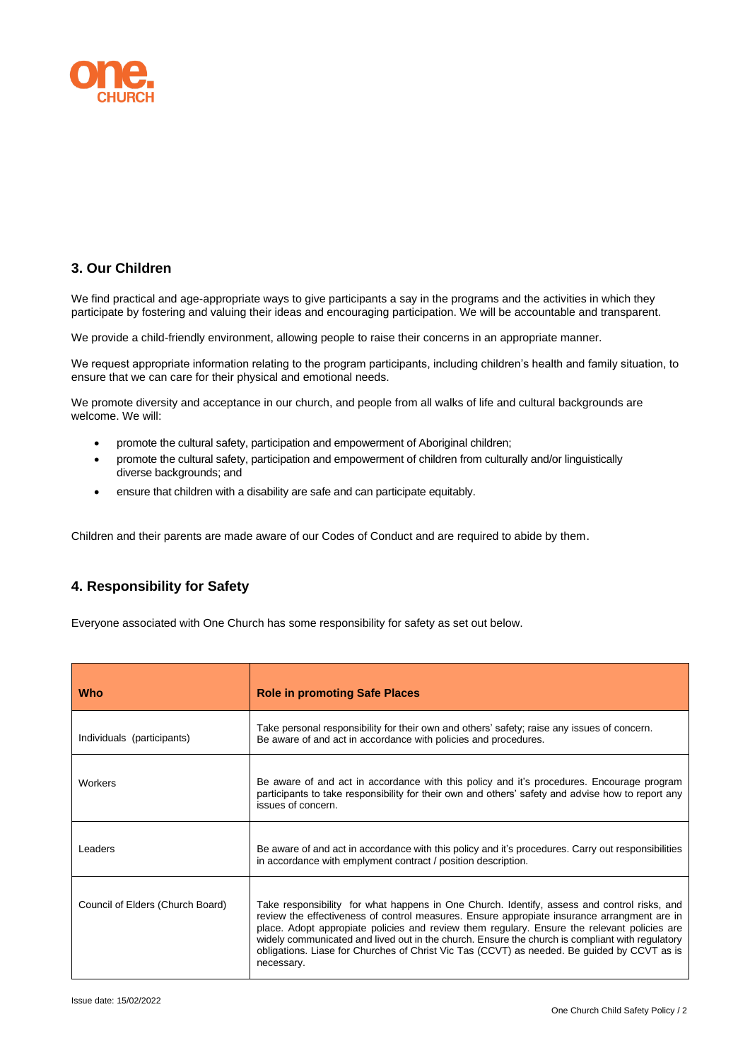## 3. Our Children

We find practical and age-appropriate ways to give participants a say in the programs and the activities in which they participate by fostering and valuing their ideas and encouraging participation. We will be accountable and transparent.

We provide a child-friendly environment, allowing people to raise their concerns in an appropriate manner.

We request appropriate information relating to the program participants, including children's health and family situation, to ensure that we can care for their physical and emotional needs.

We promote diversity and acceptance in our church, and people from all walks of life and cultural backgrounds are welcome. We will:

- promote the cultural safety, participation and empowerment of Aboriginal children;
- promote the cultural safety, participation and empowerment of children from culturally and/or linguistically diverse backgrounds; and
- ensure that children with a disability are safe and can participate equitably.

Children and their parents are made aware of our Codes of Conduct and are required to abide by them.

## 4. Responsibility for Safety

Everyone associated with One Church has some responsibility for safety as set out below.

| Who | Role in promoting Safe Places |
|---|---|
| Individuals (participants) | Take personal responsibility for their own and others' safety; raise any issues of concern. Be aware of and act in accordance with policies and procedures. |
| Workers | Be aware of and act in accordance with this policy and it's procedures. Encourage program participants to take responsibility for their own and others' safety and advise how to report any issues of concern. |
| Leaders | Be aware of and act in accordance with this policy and it's procedures. Carry out responsibilities in accordance with emplyment contract / position description. |
| Council of Elders (Church Board) | Take responsibility for what happens in One Church. Identify, assess and control risks, and review the effectiveness of control measures. Ensure appropiate insurance arrangment are in place. Adopt appropiate policies and review them regulary. Ensure the relevant policies are widely communicated and lived out in the church. Ensure the church is compliant with regulatory obligations. Liase for Churches of Christ Vic Tas (CCVT) as needed. Be guided by CCVT as is necessary. |

Issue date: 15/02/2022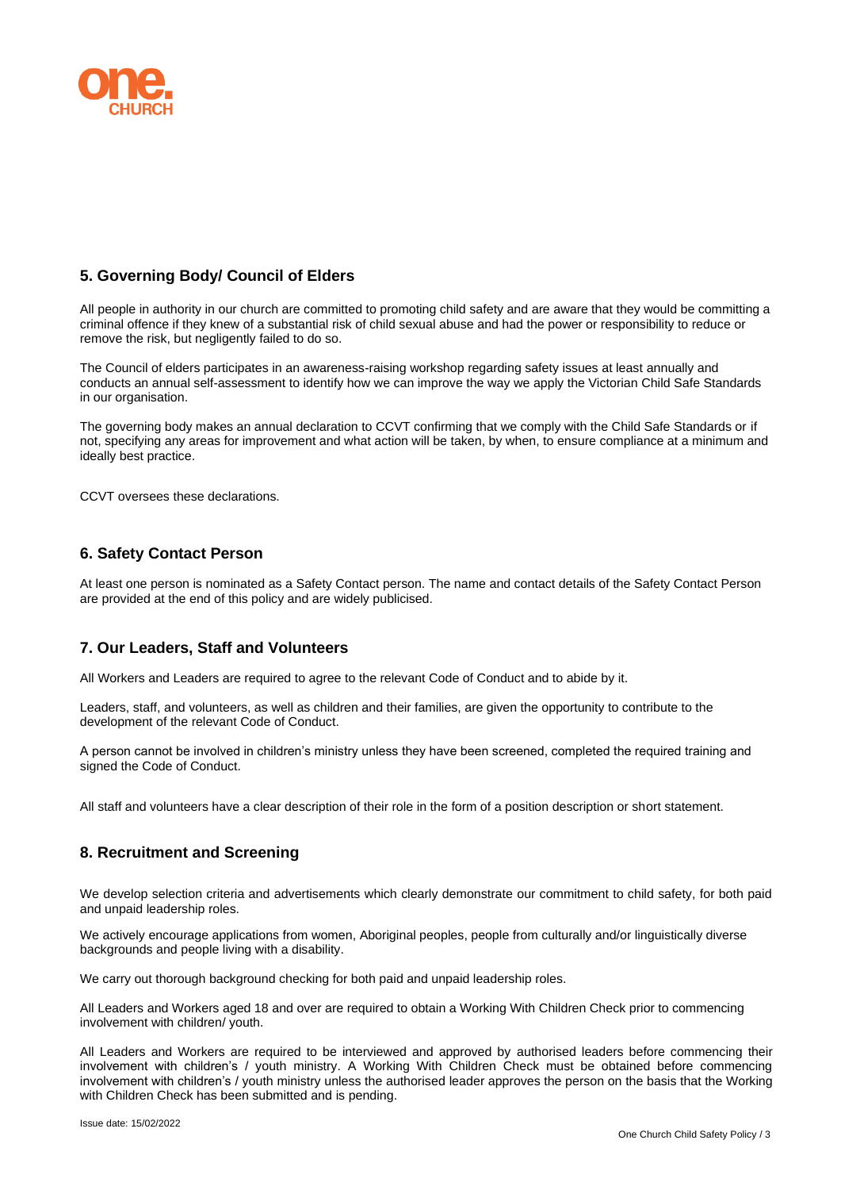## 5. Governing Body/ Council of Elders

All people in authority in our church are committed to promoting child safety and are aware that they would be committing a criminal offence if they knew of a substantial risk of child sexual abuse and had the power or responsibility to reduce or remove the risk, but negligently failed to do so.

The Council of elders participates in an awareness-raising workshop regarding safety issues at least annually and conducts an annual self-assessment to identify how we can improve the way we apply the Victorian Child Safe Standards in our organisation.

The governing body makes an annual declaration to CCVT confirming that we comply with the Child Safe Standards or if not, specifying any areas for improvement and what action will be taken, by when, to ensure compliance at a minimum and ideally best practice.

CCVT oversees these declarations.

## 6. Safety Contact Person

At least one person is nominated as a Safety Contact person. The name and contact details of the Safety Contact Person are provided at the end of this policy and are widely publicised.

## 7. Our Leaders, Staff and Volunteers

All Workers and Leaders are required to agree to the relevant Code of Conduct and to abide by it.

Leaders, staff, and volunteers, as well as children and their families, are given the opportunity to contribute to the development of the relevant Code of Conduct.

A person cannot be involved in children's ministry unless they have been screened, completed the required training and signed the Code of Conduct.

All staff and volunteers have a clear description of their role in the form of a position description or short statement.

## 8. Recruitment and Screening

We develop selection criteria and advertisements which clearly demonstrate our commitment to child safety, for both paid and unpaid leadership roles.

We actively encourage applications from women, Aboriginal peoples, people from culturally and/or linguistically diverse backgrounds and people living with a disability.

We carry out thorough background checking for both paid and unpaid leadership roles.

All Leaders and Workers aged 18 and over are required to obtain a Working With Children Check prior to commencing involvement with children/ youth.

All Leaders and Workers are required to be interviewed and approved by authorised leaders before commencing their involvement with children's / youth ministry. A Working With Children Check must be obtained before commencing involvement with children's / youth ministry unless the authorised leader approves the person on the basis that the Working with Children Check has been submitted and is pending.

Issue date: 15/02/2022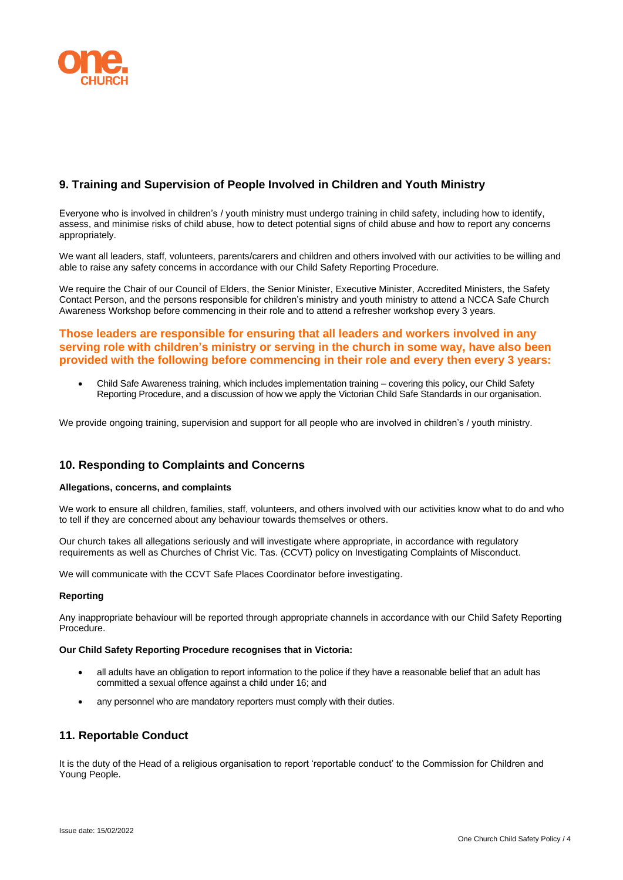## 9. Training and Supervision of People Involved in Children and Youth Ministry

Everyone who is involved in children's / youth ministry must undergo training in child safety, including how to identify, assess, and minimise risks of child abuse, how to detect potential signs of child abuse and how to report any concerns appropriately.

We want all leaders, staff, volunteers, parents/carers and children and others involved with our activities to be willing and able to raise any safety concerns in accordance with our Child Safety Reporting Procedure.

We require the Chair of our Council of Elders, the Senior Minister, Executive Minister, Accredited Ministers, the Safety Contact Person, and the persons responsible for children's ministry and youth ministry to attend a NCCA Safe Church Awareness Workshop before commencing in their role and to attend a refresher workshop every 3 years.

**Those leaders are responsible for ensuring that all leaders and workers involved in any serving role with children's ministry or serving in the church in some way, have also been provided with the following before commencing in their role and every then every 3 years:**

- Child Safe Awareness training, which includes implementation training – covering this policy, our Child Safety Reporting Procedure, and a discussion of how we apply the Victorian Child Safe Standards in our organisation.

We provide ongoing training, supervision and support for all people who are involved in children's / youth ministry.

## 10. Responding to Complaints and Concerns

**Allegations, concerns, and complaints**

We work to ensure all children, families, staff, volunteers, and others involved with our activities know what to do and who to tell if they are concerned about any behaviour towards themselves or others.

Our church takes all allegations seriously and will investigate where appropriate, in accordance with regulatory requirements as well as Churches of Christ Vic. Tas. (CCVT) policy on Investigating Complaints of Misconduct.

We will communicate with the CCVT Safe Places Coordinator before investigating.

**Reporting**

Any inappropriate behaviour will be reported through appropriate channels in accordance with our Child Safety Reporting Procedure.

**Our Child Safety Reporting Procedure recognises that in Victoria:**

- all adults have an obligation to report information to the police if they have a reasonable belief that an adult has committed a sexual offence against a child under 16; and
- any personnel who are mandatory reporters must comply with their duties.

## 11. Reportable Conduct

It is the duty of the Head of a religious organisation to report 'reportable conduct' to the Commission for Children and Young People.

Issue date: 15/02/2022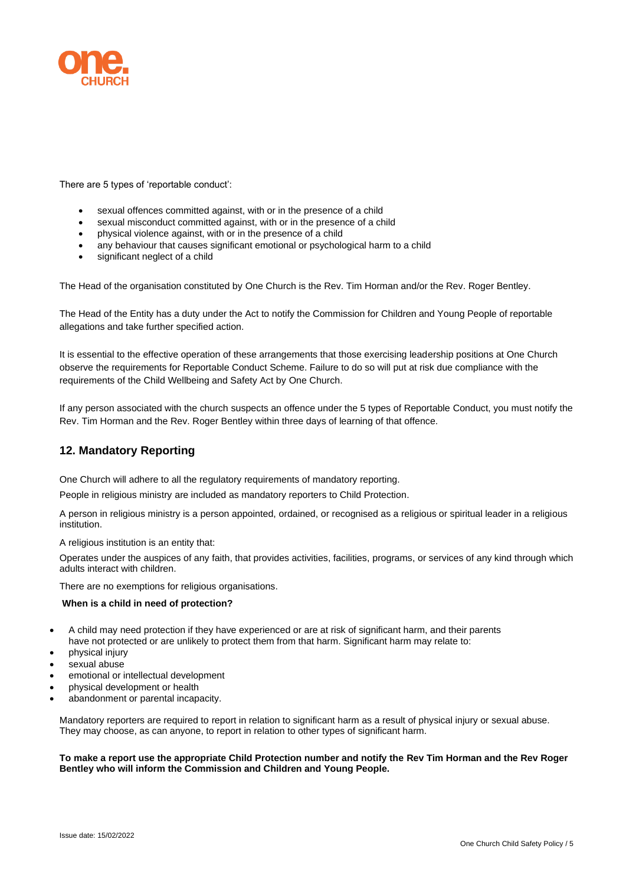There are 5 types of 'reportable conduct':

- sexual offences committed against, with or in the presence of a child
- sexual misconduct committed against, with or in the presence of a child
- physical violence against, with or in the presence of a child
- any behaviour that causes significant emotional or psychological harm to a child
- significant neglect of a child

The Head of the organisation constituted by One Church is the Rev. Tim Horman and/or the Rev. Roger Bentley.

The Head of the Entity has a duty under the Act to notify the Commission for Children and Young People of reportable allegations and take further specified action.

It is essential to the effective operation of these arrangements that those exercising leadership positions at One Church observe the requirements for Reportable Conduct Scheme. Failure to do so will put at risk due compliance with the requirements of the Child Wellbeing and Safety Act by One Church.

If any person associated with the church suspects an offence under the 5 types of Reportable Conduct, you must notify the Rev. Tim Horman and the Rev. Roger Bentley within three days of learning of that offence.

## 12. Mandatory Reporting

One Church will adhere to all the regulatory requirements of mandatory reporting.

People in religious ministry are included as mandatory reporters to Child Protection.

A person in religious ministry is a person appointed, ordained, or recognised as a religious or spiritual leader in a religious institution.

A religious institution is an entity that:

Operates under the auspices of any faith, that provides activities, facilities, programs, or services of any kind through which adults interact with children.

There are no exemptions for religious organisations.

**When is a child in need of protection?**

- A child may need protection if they have experienced or are at risk of significant harm, and their parents have not protected or are unlikely to protect them from that harm. Significant harm may relate to:
- physical injury
- sexual abuse
- emotional or intellectual development
- physical development or health
- abandonment or parental incapacity.

Mandatory reporters are required to report in relation to significant harm as a result of physical injury or sexual abuse. They may choose, as can anyone, to report in relation to other types of significant harm.

**To make a report use the appropriate Child Protection number and notify the Rev Tim Horman and the Rev Roger Bentley who will inform the Commission and Children and Young People.**

Issue date: 15/02/2022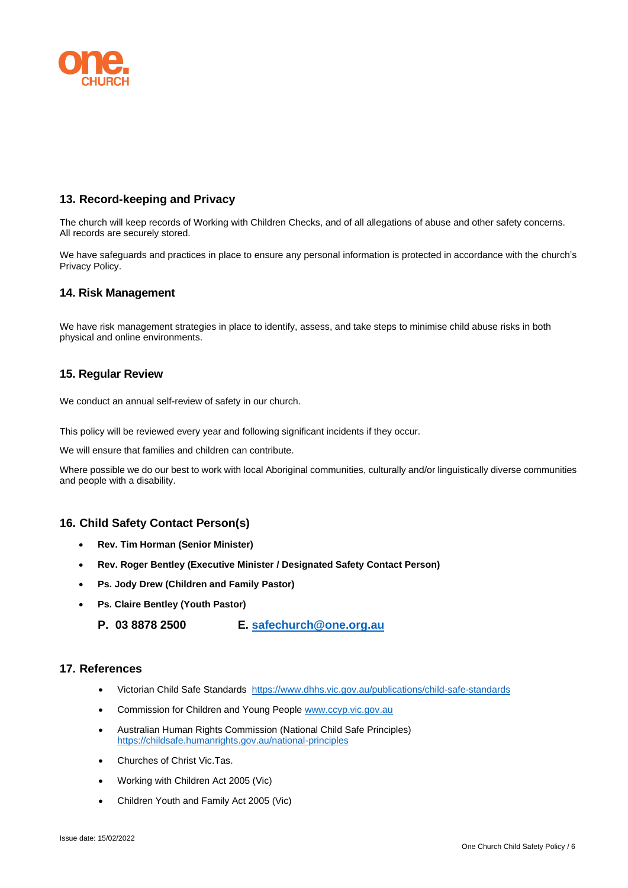## 13. Record-keeping and Privacy

The church will keep records of Working with Children Checks, and of all allegations of abuse and other safety concerns. All records are securely stored.

We have safeguards and practices in place to ensure any personal information is protected in accordance with the church's Privacy Policy.

## 14. Risk Management

We have risk management strategies in place to identify, assess, and take steps to minimise child abuse risks in both physical and online environments.

## 15. Regular Review

We conduct an annual self-review of safety in our church.

This policy will be reviewed every year and following significant incidents if they occur.

We will ensure that families and children can contribute.

Where possible we do our best to work with local Aboriginal communities, culturally and/or linguistically diverse communities and people with a disability.

## 16. Child Safety Contact Person(s)

- **Rev. Tim Horman (Senior Minister)**
- **Rev. Roger Bentley (Executive Minister / Designated Safety Contact Person)**
- **Ps. Jody Drew (Children and Family Pastor)**
- **Ps. Claire Bentley (Youth Pastor)**

**P. 03 8878 2500** **E. safechurch@one.org.au**

## 17. References

- Victorian Child Safe Standards https://www.dhhs.vic.gov.au/publications/child-safe-standards
- Commission for Children and Young People www.ccyp.vic.gov.au
- Australian Human Rights Commission (National Child Safe Principles) https://childsafe.humanrights.gov.au/national-principles
- Churches of Christ Vic.Tas.
- Working with Children Act 2005 (Vic)
- Children Youth and Family Act 2005 (Vic)

Issue date: 15/02/2022